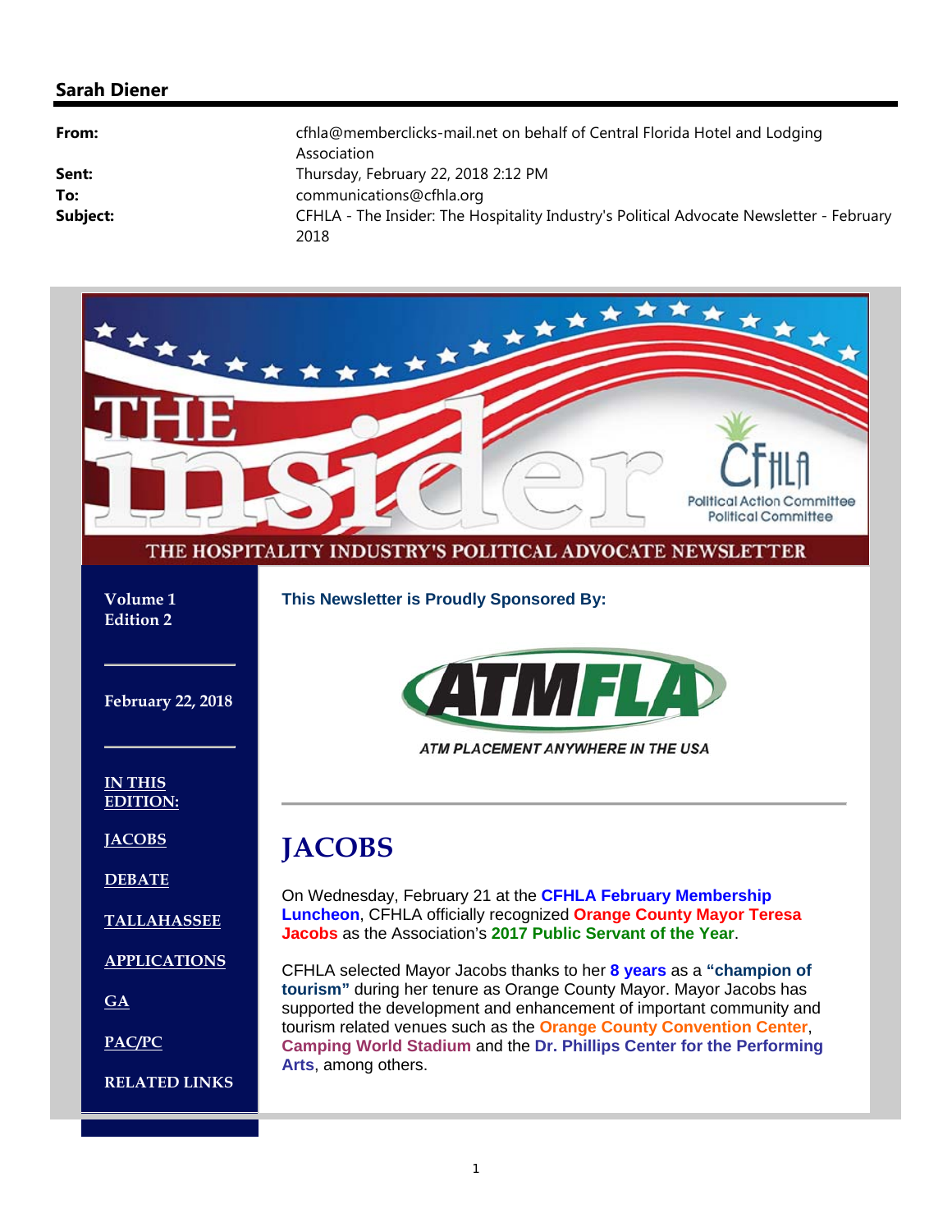**Sarah Diener**

| | |
|---|---|
| **From:** | cfhla@memberclicks-mail.net on behalf of Central Florida Hotel and Lodging Association |
| **Sent:** | Thursday, February 22, 2018 2:12 PM |
| **To:** | communications@cfhla.org |
| **Subject:** | CFHLA - The Insider: The Hospitality Industry's Political Advocate Newsletter - February 2018 |

# THE insider

CFHLA Political Action Committee Political Committee

THE HOSPITALITY INDUSTRY'S POLITICAL ADVOCATE NEWSLETTER

Volume 1
Edition 2

February 22, 2018

IN THIS EDITION:

- JACOBS
- DEBATE
- TALLAHASSEE
- APPLICATIONS
- GA
- PAC/PC
- RELATED LINKS

**This Newsletter is Proudly Sponsored By:**

ATMFLA
ATM PLACEMENT ANYWHERE IN THE USA

# JACOBS

On Wednesday, February 21 at the **CFHLA February Membership Luncheon**, CFHLA officially recognized **Orange County Mayor Teresa Jacobs** as the Association's **2017 Public Servant of the Year**.

CFHLA selected Mayor Jacobs thanks to her **8 years** as a **"champion of tourism"** during her tenure as Orange County Mayor. Mayor Jacobs has supported the development and enhancement of important community and tourism related venues such as the **Orange County Convention Center**, **Camping World Stadium** and the **Dr. Phillips Center for the Performing Arts**, among others.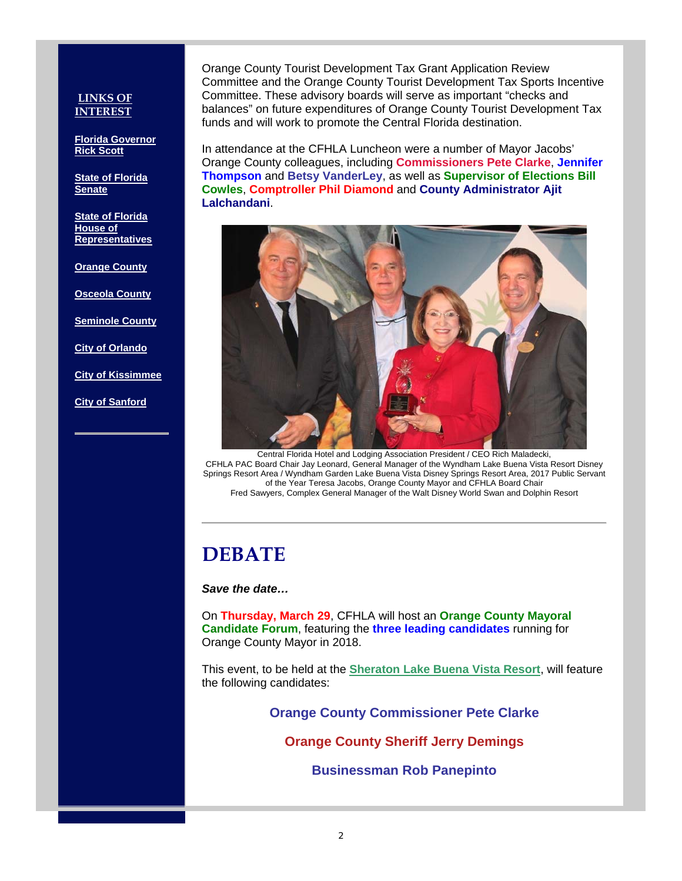**LINKS OF INTEREST**

Florida Governor Rick Scott

State of Florida Senate

State of Florida House of Representatives

Orange County

Osceola County

Seminole County

City of Orlando

City of Kissimmee

City of Sanford

Orange County Tourist Development Tax Grant Application Review Committee and the Orange County Tourist Development Tax Sports Incentive Committee. These advisory boards will serve as important "checks and balances" on future expenditures of Orange County Tourist Development Tax funds and will work to promote the Central Florida destination.

In attendance at the CFHLA Luncheon were a number of Mayor Jacobs' Orange County colleagues, including **Commissioners Pete Clarke**, **Jennifer Thompson** and **Betsy VanderLey**, as well as **Supervisor of Elections Bill Cowles**, **Comptroller Phil Diamond** and **County Administrator Ajit Lalchandani**.

Central Florida Hotel and Lodging Association President / CEO Rich Maladecki, CFHLA PAC Board Chair Jay Leonard, General Manager of the Wyndham Lake Buena Vista Resort Disney Springs Resort Area / Wyndham Garden Lake Buena Vista Disney Springs Resort Area, 2017 Public Servant of the Year Teresa Jacobs, Orange County Mayor and CFHLA Board Chair Fred Sawyers, Complex General Manager of the Walt Disney World Swan and Dolphin Resort

---

# DEBATE

***Save the date…***

On **Thursday, March 29**, CFHLA will host an **Orange County Mayoral Candidate Forum**, featuring the **three leading candidates** running for Orange County Mayor in 2018.

This event, to be held at the **Sheraton Lake Buena Vista Resort**, will feature the following candidates:

**Orange County Commissioner Pete Clarke**

**Orange County Sheriff Jerry Demings**

**Businessman Rob Panepinto**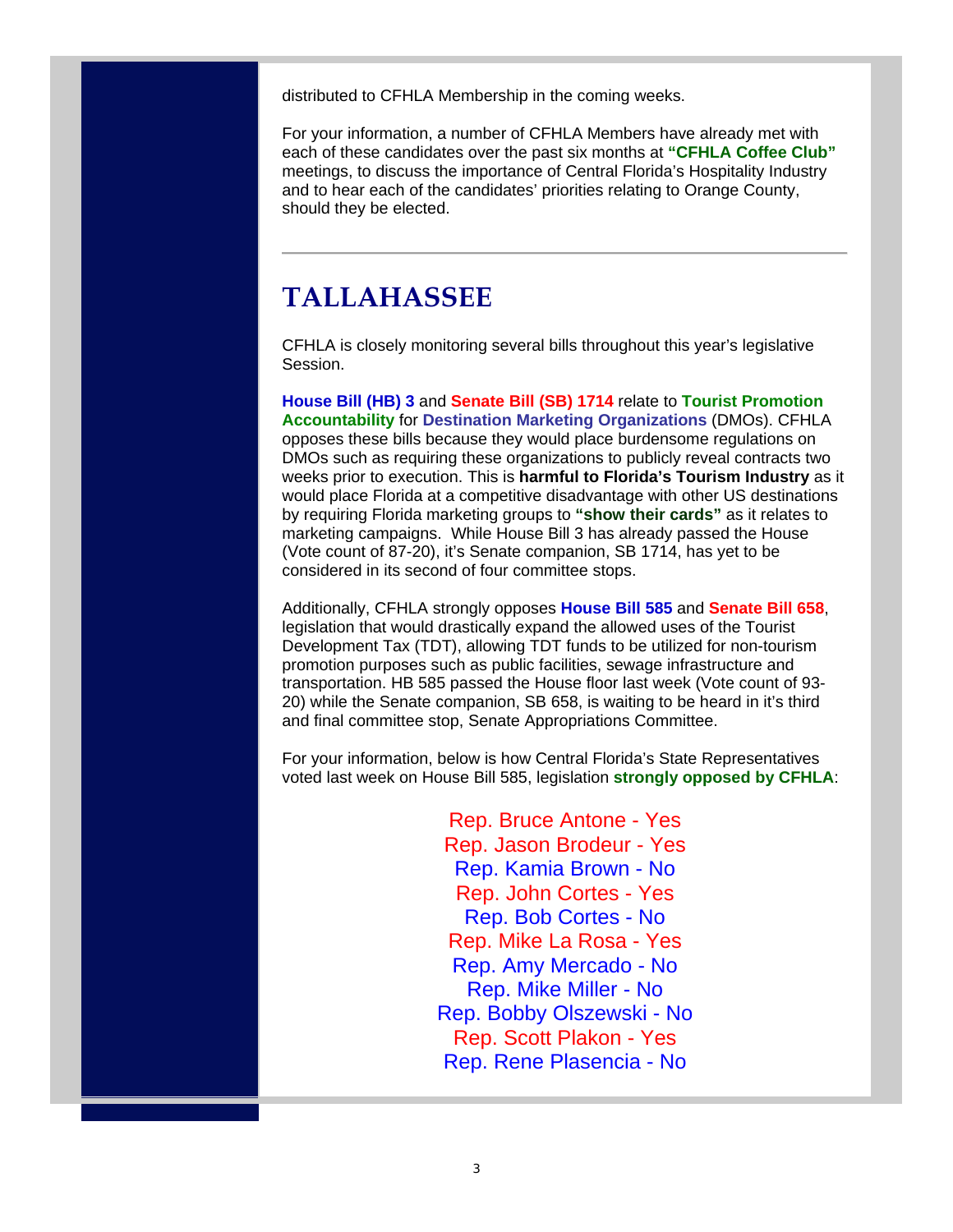distributed to CFHLA Membership in the coming weeks.

For your information, a number of CFHLA Members have already met with each of these candidates over the past six months at **"CFHLA Coffee Club"** meetings, to discuss the importance of Central Florida's Hospitality Industry and to hear each of the candidates' priorities relating to Orange County, should they be elected.

---

# TALLAHASSEE

CFHLA is closely monitoring several bills throughout this year's legislative Session.

**House Bill (HB) 3** and **Senate Bill (SB) 1714** relate to **Tourist Promotion Accountability** for **Destination Marketing Organizations** (DMOs). CFHLA opposes these bills because they would place burdensome regulations on DMOs such as requiring these organizations to publicly reveal contracts two weeks prior to execution. This is **harmful to Florida's Tourism Industry** as it would place Florida at a competitive disadvantage with other US destinations by requiring Florida marketing groups to **"show their cards"** as it relates to marketing campaigns. While House Bill 3 has already passed the House (Vote count of 87-20), it's Senate companion, SB 1714, has yet to be considered in its second of four committee stops.

Additionally, CFHLA strongly opposes **House Bill 585** and **Senate Bill 658**, legislation that would drastically expand the allowed uses of the Tourist Development Tax (TDT), allowing TDT funds to be utilized for non-tourism promotion purposes such as public facilities, sewage infrastructure and transportation. HB 585 passed the House floor last week (Vote count of 93-20) while the Senate companion, SB 658, is waiting to be heard in it's third and final committee stop, Senate Appropriations Committee.

For your information, below is how Central Florida's State Representatives voted last week on House Bill 585, legislation **strongly opposed by CFHLA**:

Rep. Bruce Antone - Yes
Rep. Jason Brodeur - Yes
Rep. Kamia Brown - No
Rep. John Cortes - Yes
Rep. Bob Cortes - No
Rep. Mike La Rosa - Yes
Rep. Amy Mercado - No
Rep. Mike Miller - No
Rep. Bobby Olszewski - No
Rep. Scott Plakon - Yes
Rep. Rene Plasencia - No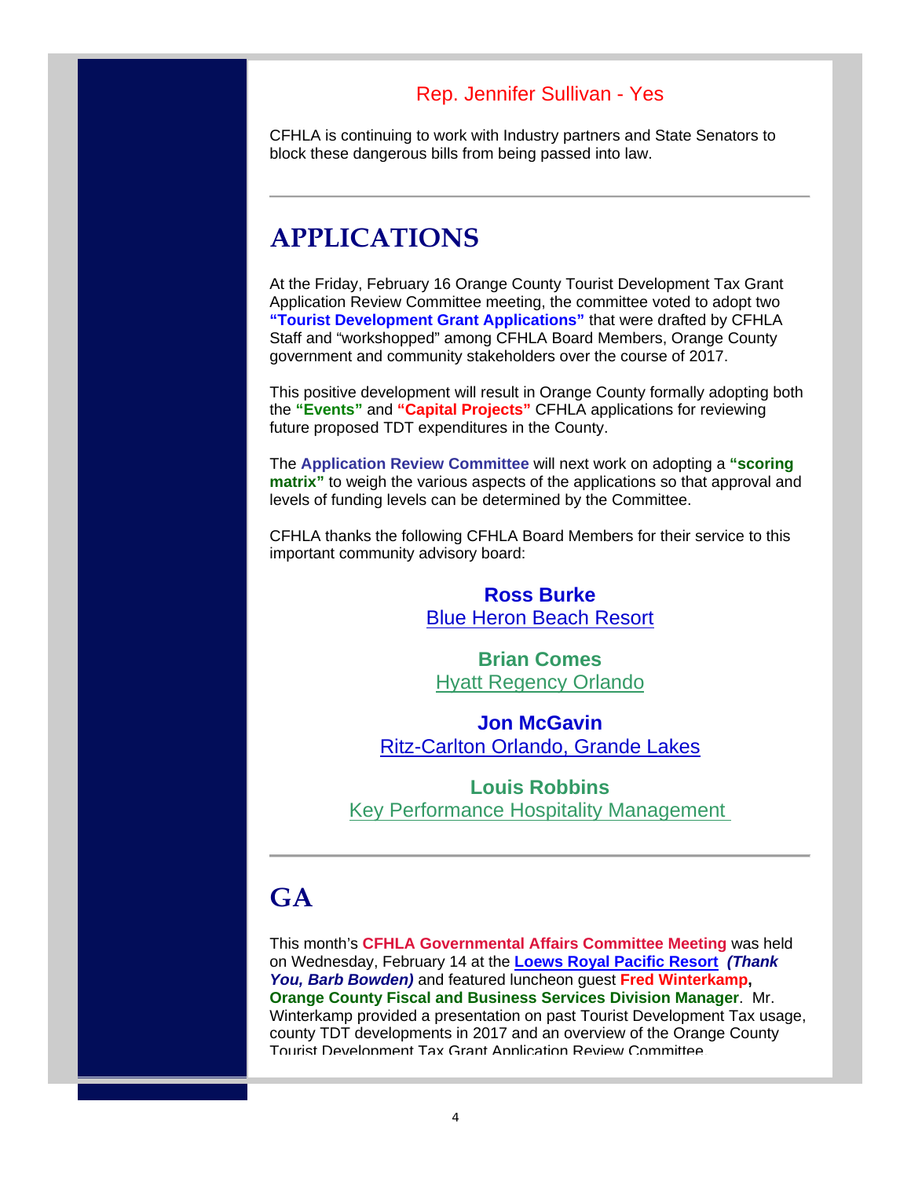Rep. Jennifer Sullivan - Yes

CFHLA is continuing to work with Industry partners and State Senators to block these dangerous bills from being passed into law.

---

# APPLICATIONS

At the Friday, February 16 Orange County Tourist Development Tax Grant Application Review Committee meeting, the committee voted to adopt two **"Tourist Development Grant Applications"** that were drafted by CFHLA Staff and "workshopped" among CFHLA Board Members, Orange County government and community stakeholders over the course of 2017.

This positive development will result in Orange County formally adopting both the **"Events"** and **"Capital Projects"** CFHLA applications for reviewing future proposed TDT expenditures in the County.

The **Application Review Committee** will next work on adopting a **"scoring matrix"** to weigh the various aspects of the applications so that approval and levels of funding levels can be determined by the Committee.

CFHLA thanks the following CFHLA Board Members for their service to this important community advisory board:

**Ross Burke**
Blue Heron Beach Resort

**Brian Comes**
Hyatt Regency Orlando

**Jon McGavin**
Ritz-Carlton Orlando, Grande Lakes

**Louis Robbins**
Key Performance Hospitality Management

---

# GA

This month's **CFHLA Governmental Affairs Committee Meeting** was held on Wednesday, February 14 at the **Loews Royal Pacific Resort** ***(Thank You, Barb Bowden)*** and featured luncheon guest **Fred Winterkamp, Orange County Fiscal and Business Services Division Manager**. Mr. Winterkamp provided a presentation on past Tourist Development Tax usage, county TDT developments in 2017 and an overview of the Orange County Tourist Development Tax Grant Application Review Committee.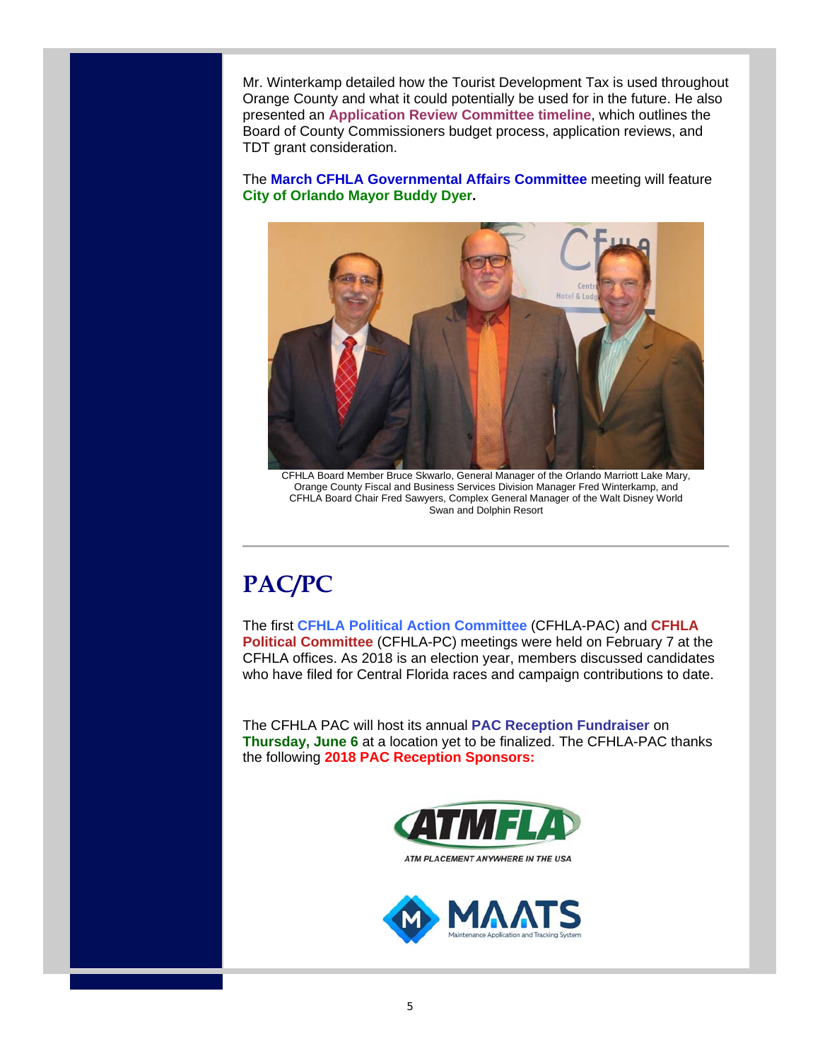Mr. Winterkamp detailed how the Tourist Development Tax is used throughout Orange County and what it could potentially be used for in the future. He also presented an **Application Review Committee timeline**, which outlines the Board of County Commissioners budget process, application reviews, and TDT grant consideration.

The **March CFHLA Governmental Affairs Committee** meeting will feature **City of Orlando Mayor Buddy Dyer.**

CFHLA Board Member Bruce Skwarlo, General Manager of the Orlando Marriott Lake Mary, Orange County Fiscal and Business Services Division Manager Fred Winterkamp, and CFHLA Board Chair Fred Sawyers, Complex General Manager of the Walt Disney World Swan and Dolphin Resort

---

# PAC/PC

The first **CFHLA Political Action Committee** (CFHLA-PAC) and **CFHLA Political Committee** (CFHLA-PC) meetings were held on February 7 at the CFHLA offices. As 2018 is an election year, members discussed candidates who have filed for Central Florida races and campaign contributions to date.

The CFHLA PAC will host its annual **PAC Reception Fundraiser** on **Thursday, June 6** at a location yet to be finalized. The CFHLA-PAC thanks the following **2018 PAC Reception Sponsors:**

ATMFLA
ATM PLACEMENT ANYWHERE IN THE USA

MAATS
Maintenance Application and Tracking System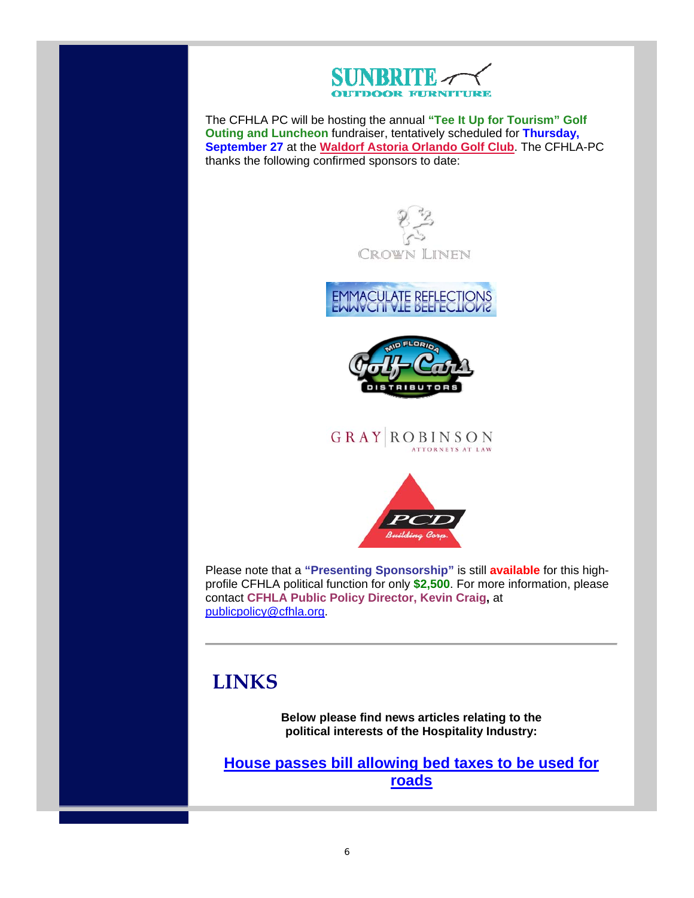SUNBRITE
OUTDOOR FURNITURE

The CFHLA PC will be hosting the annual **"Tee It Up for Tourism" Golf Outing and Luncheon** fundraiser, tentatively scheduled for **Thursday, September 27** at the **Waldorf Astoria Orlando Golf Club**. The CFHLA-PC thanks the following confirmed sponsors to date:

CROWN LINEN

EMMACULATE REFLECTIONS

MID FLORIDA Golf Cars DISTRIBUTORS

GRAY | ROBINSON
ATTORNEYS AT LAW

PCD
Building Corp.

Please note that a **"Presenting Sponsorship"** is still **available** for this high-profile CFHLA political function for only **$2,500**. For more information, please contact **CFHLA Public Policy Director, Kevin Craig,** at publicpolicy@cfhla.org.

---

# LINKS

**Below please find news articles relating to the political interests of the Hospitality Industry:**

## House passes bill allowing bed taxes to be used for roads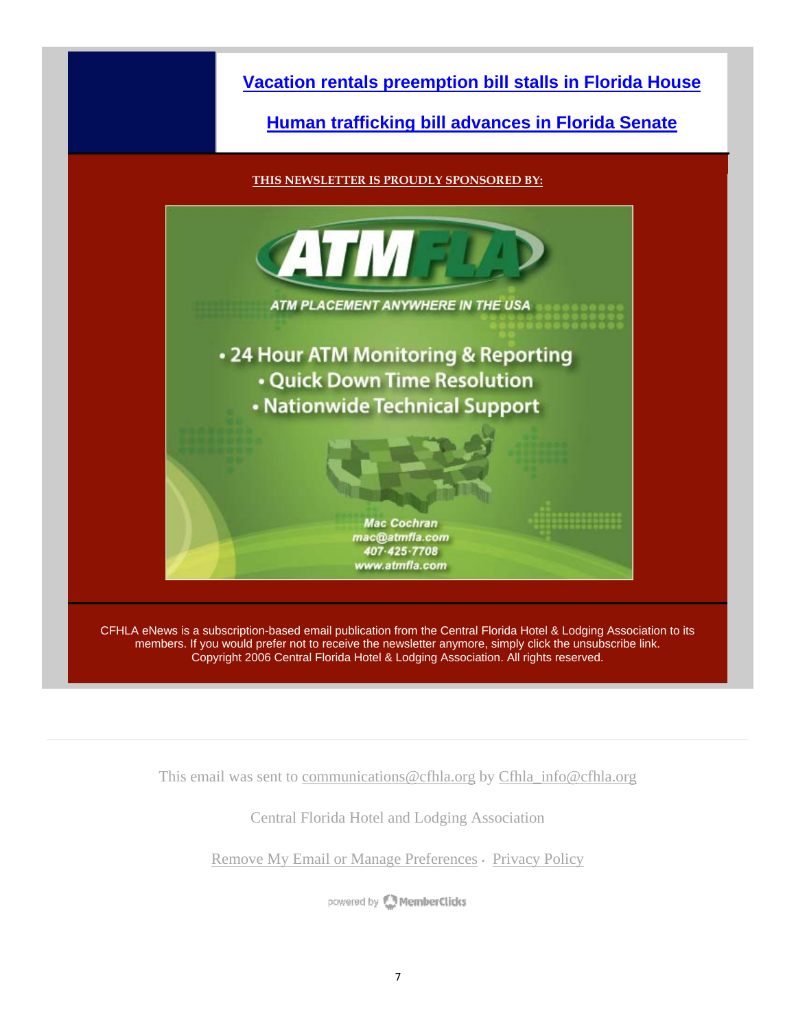[Vacation rentals preemption bill stalls in Florida House]

[Human trafficking bill advances in Florida Senate]

**THIS NEWSLETTER IS PROUDLY SPONSORED BY:**

ATMFLA

ATM PLACEMENT ANYWHERE IN THE USA

- 24 Hour ATM Monitoring & Reporting
- Quick Down Time Resolution
- Nationwide Technical Support

Mac Cochran
mac@atmfla.com
407-425-7708
www.atmfla.com

CFHLA eNews is a subscription-based email publication from the Central Florida Hotel & Lodging Association to its members. If you would prefer not to receive the newsletter anymore, simply click the unsubscribe link. Copyright 2006 Central Florida Hotel & Lodging Association. All rights reserved.

---

This email was sent to communications@cfhla.org by Cfhla_info@cfhla.org

Central Florida Hotel and Lodging Association

Remove My Email or Manage Preferences · Privacy Policy

powered by MemberClicks